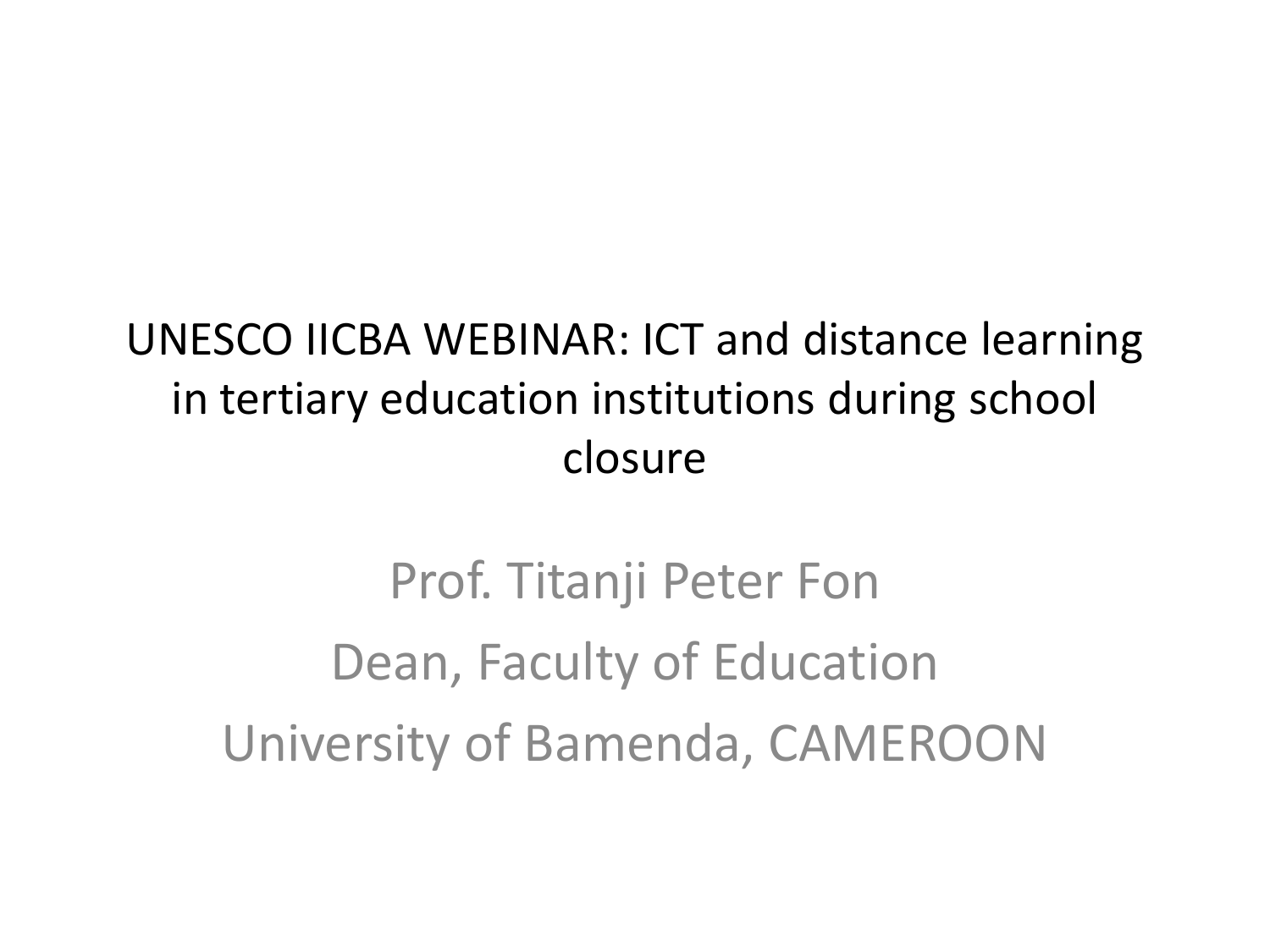# UNESCO IICBA WEBINAR: ICT and distance learning in tertiary education institutions during school closure

Prof. Titanji Peter Fon

Dean, Faculty of Education

University of Bamenda, CAMEROON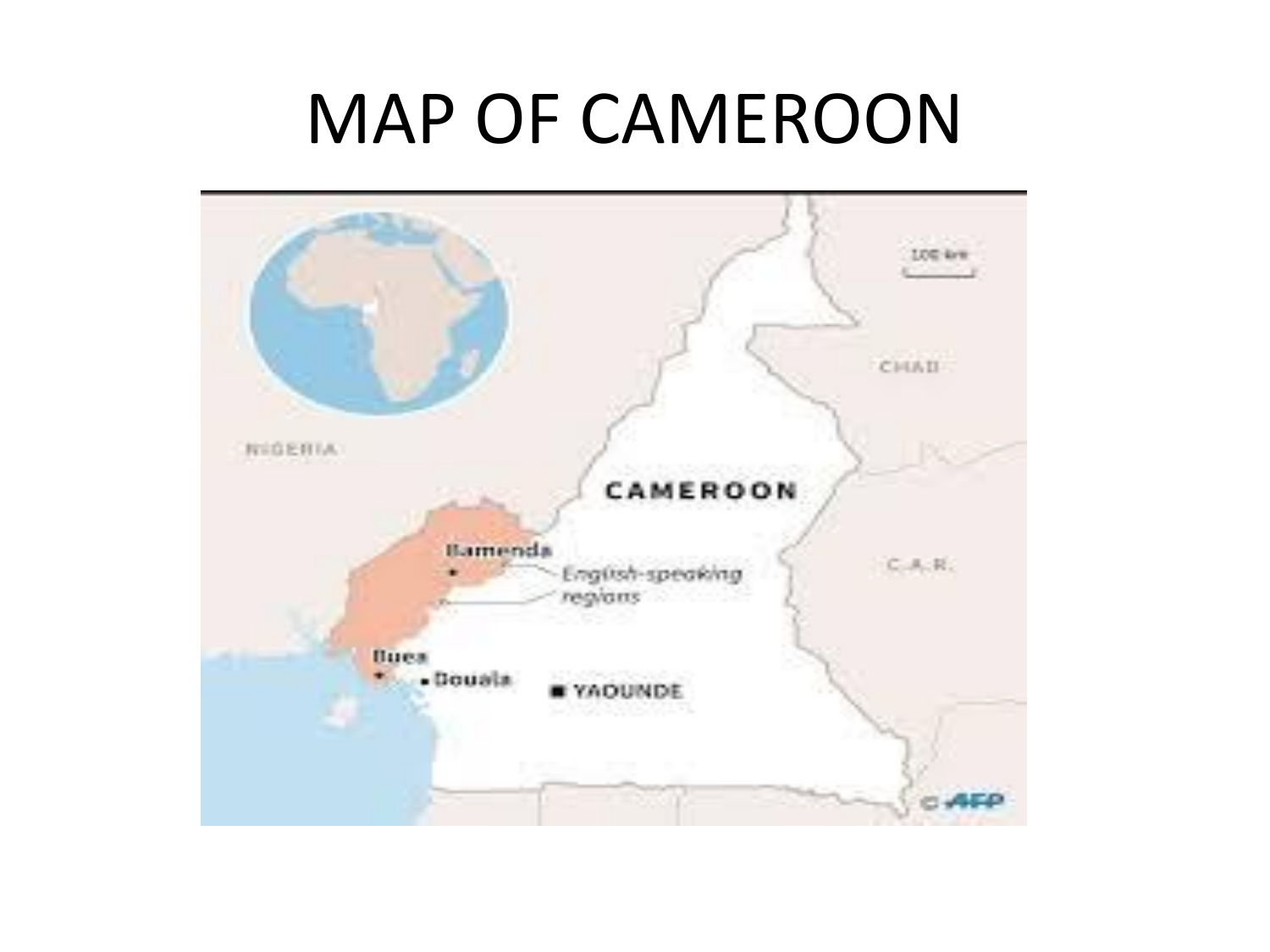# MAP OF CAMEROON

CAMEROON

NIGERIA

CHAD

C.A.R.

Bamenda

English-speaking regions

Buea

Douala

YAOUNDE

100 km

© AFP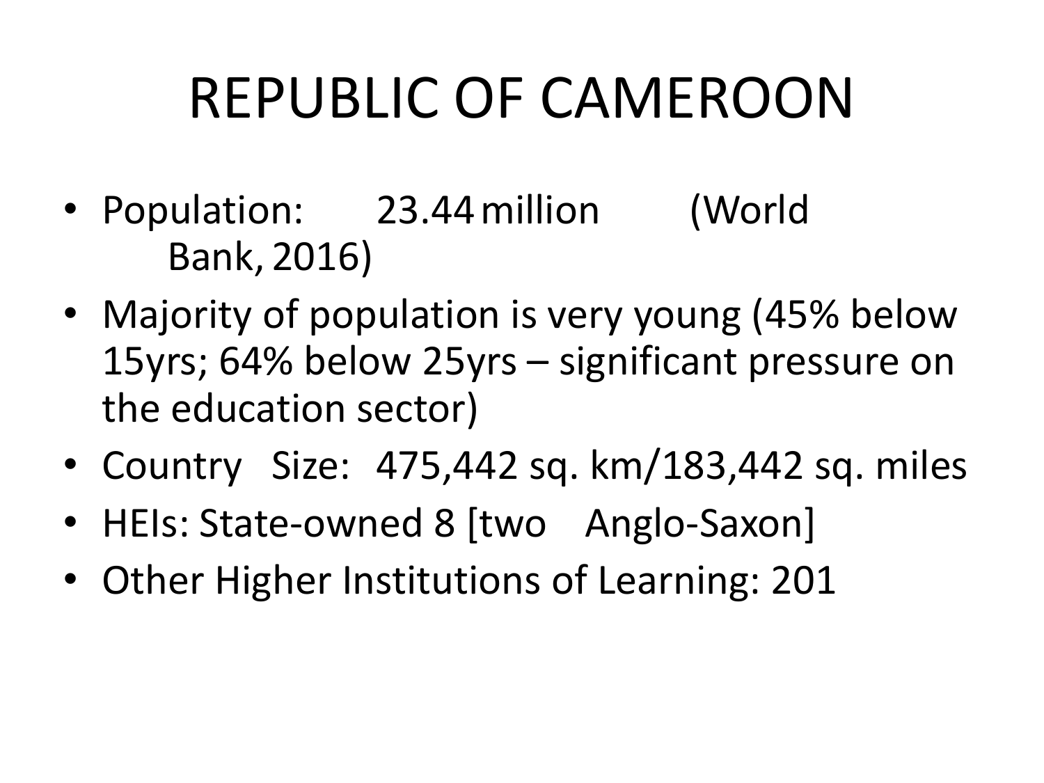# REPUBLIC OF CAMEROON

- Population: 23.44 million (World Bank, 2016)
- Majority of population is very young (45% below 15yrs; 64% below 25yrs – significant pressure on the education sector)
- Country Size: 475,442 sq. km/183,442 sq. miles
- HEIs: State-owned 8 [two Anglo-Saxon]
- Other Higher Institutions of Learning: 201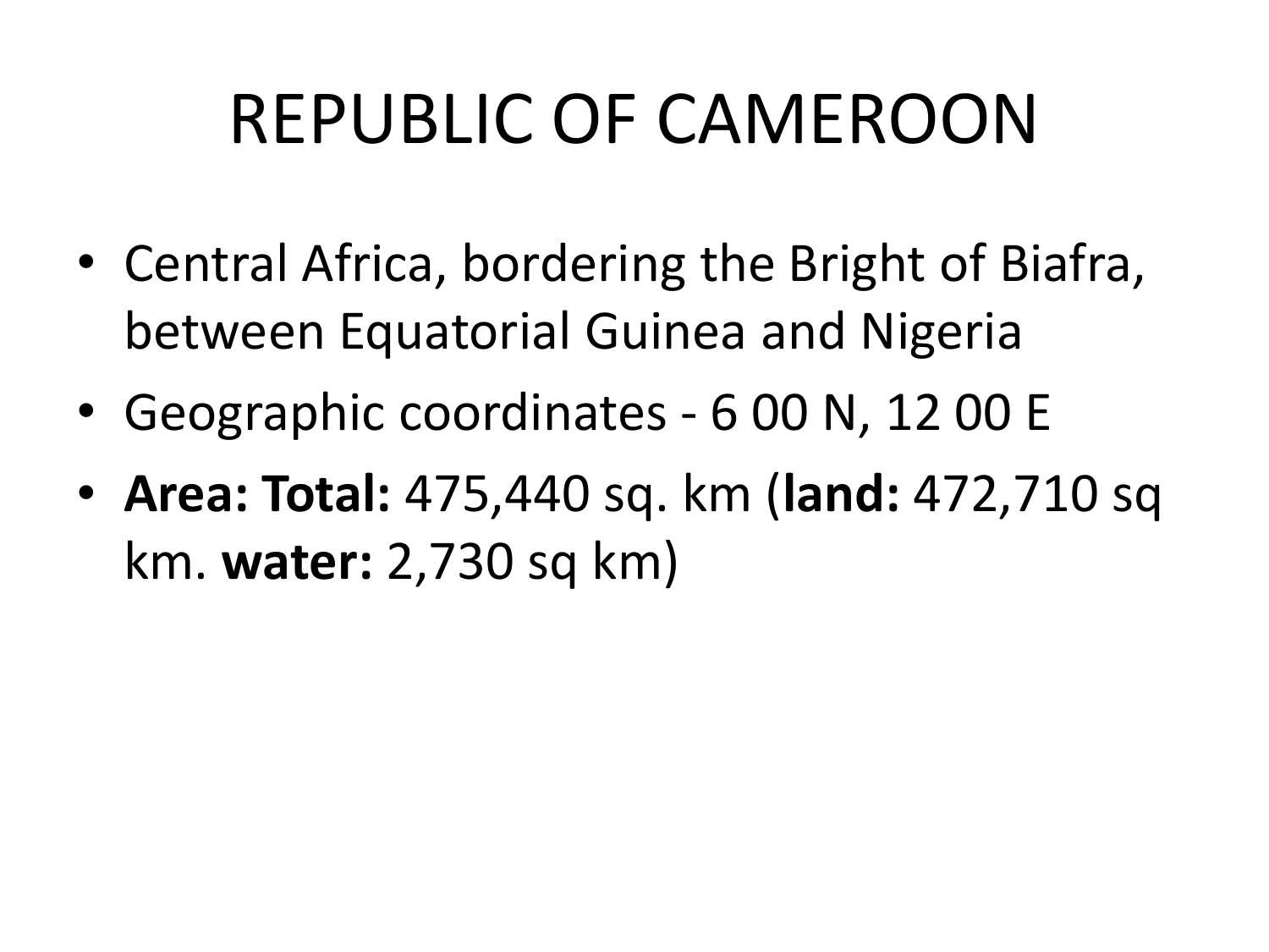# REPUBLIC OF CAMEROON

- Central Africa, bordering the Bright of Biafra, between Equatorial Guinea and Nigeria
- Geographic coordinates - 6 00 N, 12 00 E
- **Area: Total:** 475,440 sq. km (**land:** 472,710 sq km. **water:** 2,730 sq km)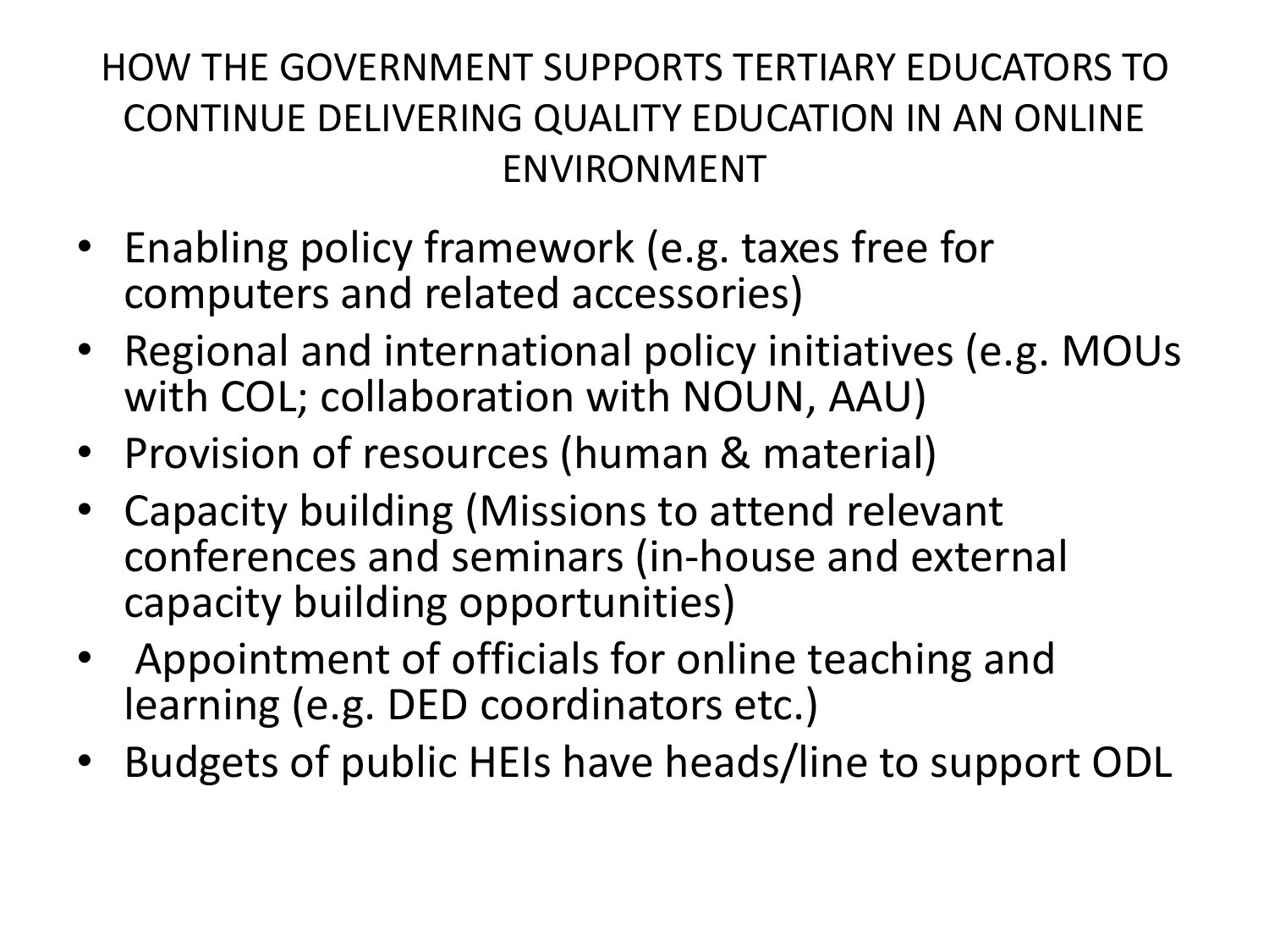# HOW THE GOVERNMENT SUPPORTS TERTIARY EDUCATORS TO CONTINUE DELIVERING QUALITY EDUCATION IN AN ONLINE ENVIRONMENT

- Enabling policy framework (e.g. taxes free for computers and related accessories)
- Regional and international policy initiatives (e.g. MOUs with COL; collaboration with NOUN, AAU)
- Provision of resources (human & material)
- Capacity building (Missions to attend relevant conferences and seminars (in-house and external capacity building opportunities)
- Appointment of officials for online teaching and learning (e.g. DED coordinators etc.)
- Budgets of public HEIs have heads/line to support ODL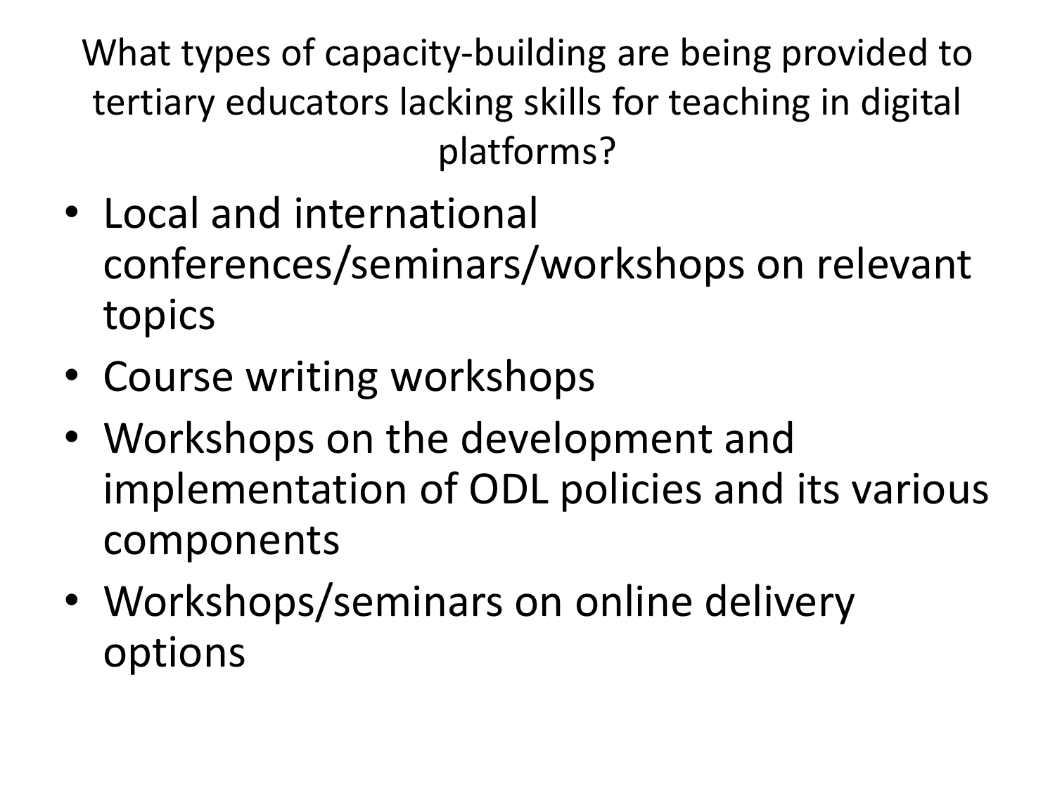## What types of capacity-building are being provided to tertiary educators lacking skills for teaching in digital platforms?

- Local and international conferences/seminars/workshops on relevant topics
- Course writing workshops
- Workshops on the development and implementation of ODL policies and its various components
- Workshops/seminars on online delivery options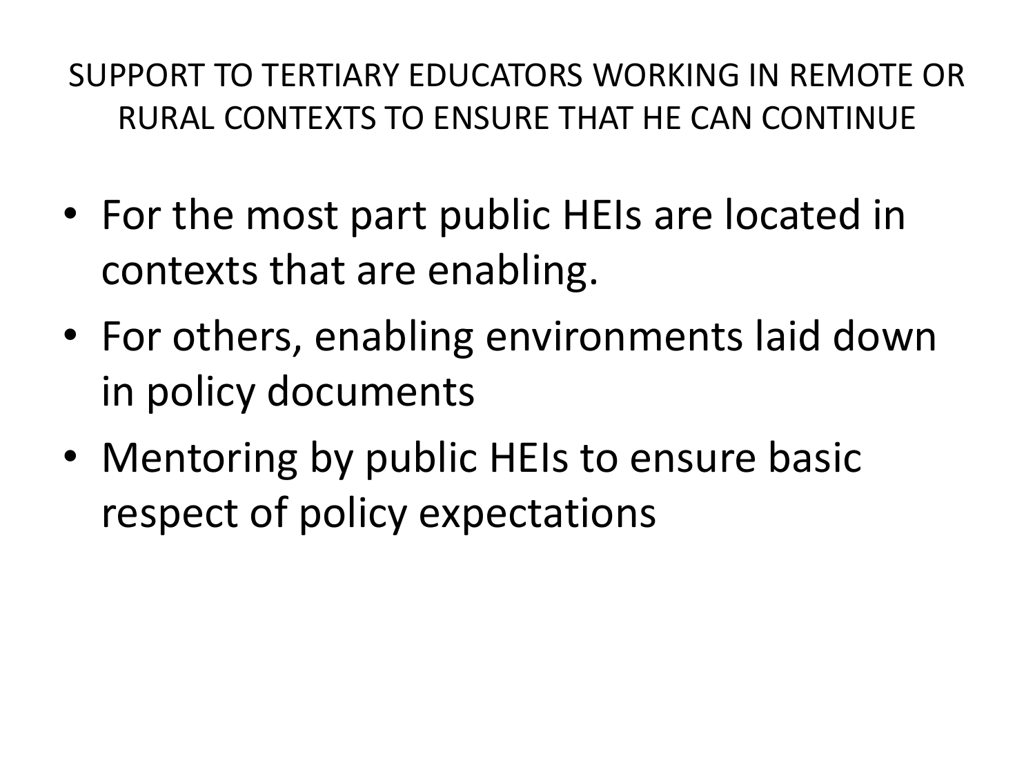## SUPPORT TO TERTIARY EDUCATORS WORKING IN REMOTE OR RURAL CONTEXTS TO ENSURE THAT HE CAN CONTINUE

- For the most part public HEIs are located in contexts that are enabling.
- For others, enabling environments laid down in policy documents
- Mentoring by public HEIs to ensure basic respect of policy expectations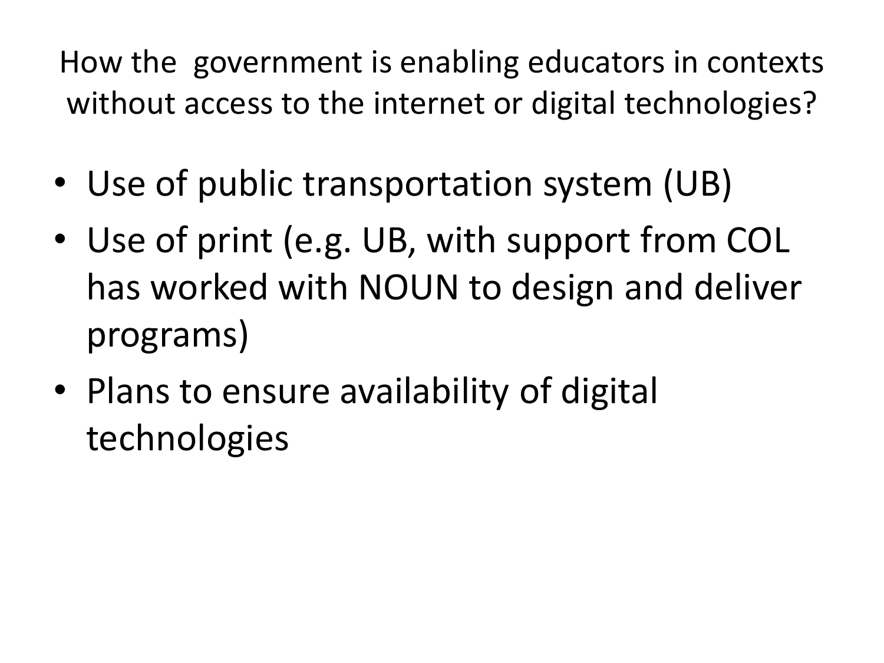## How the government is enabling educators in contexts without access to the internet or digital technologies?

- Use of public transportation system (UB)
- Use of print (e.g. UB, with support from COL has worked with NOUN to design and deliver programs)
- Plans to ensure availability of digital technologies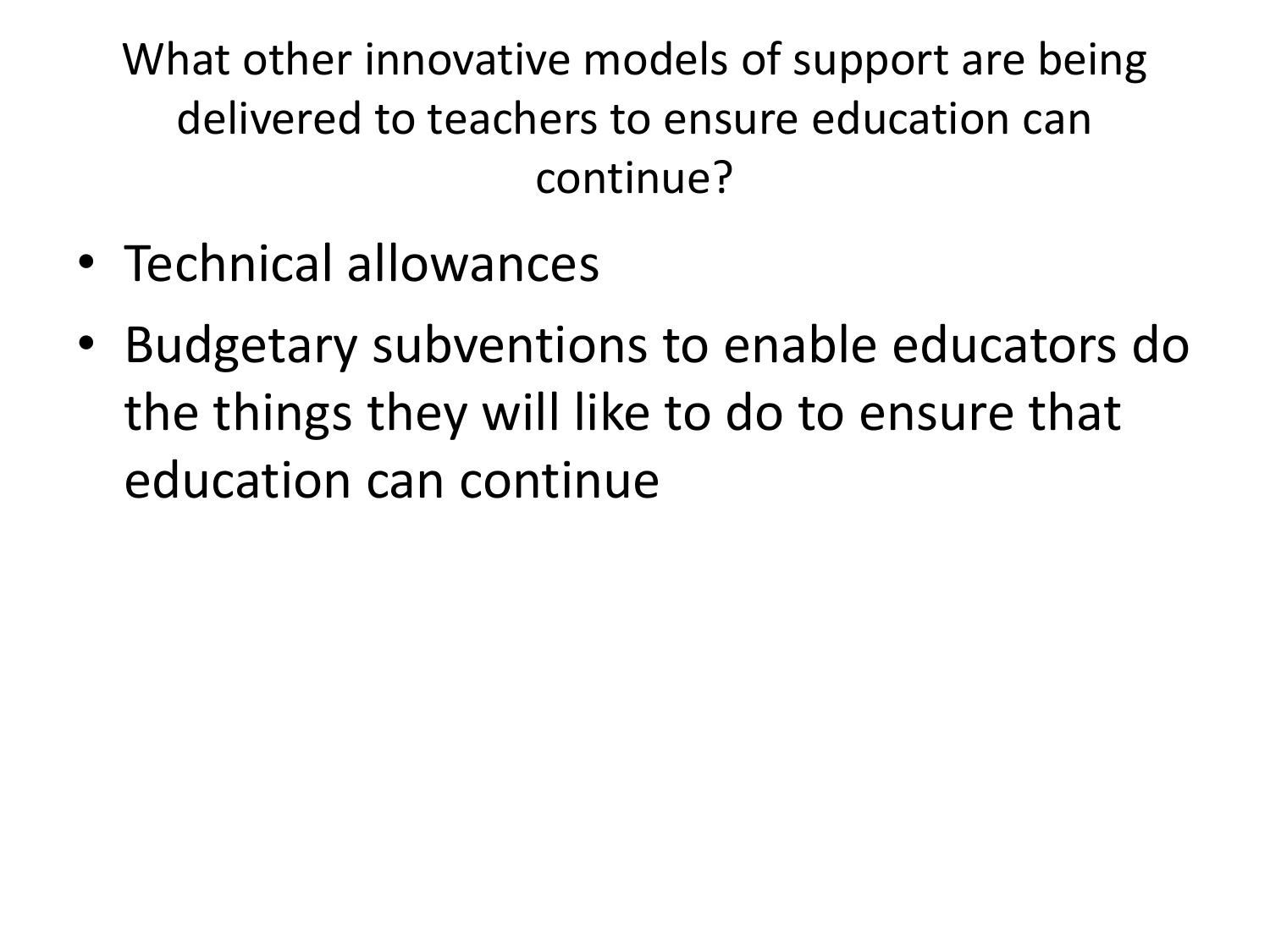## What other innovative models of support are being delivered to teachers to ensure education can continue?

- Technical allowances
- Budgetary subventions to enable educators do the things they will like to do to ensure that education can continue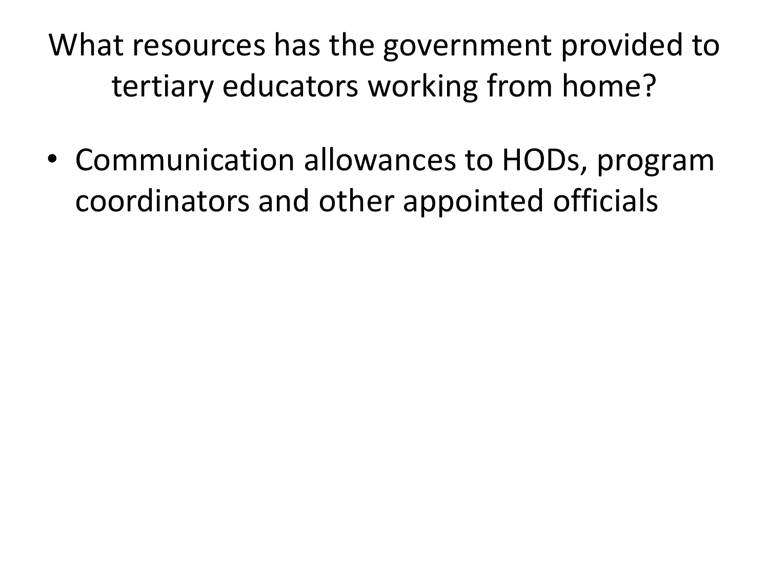# What resources has the government provided to tertiary educators working from home?

- Communication allowances to HODs, program coordinators and other appointed officials